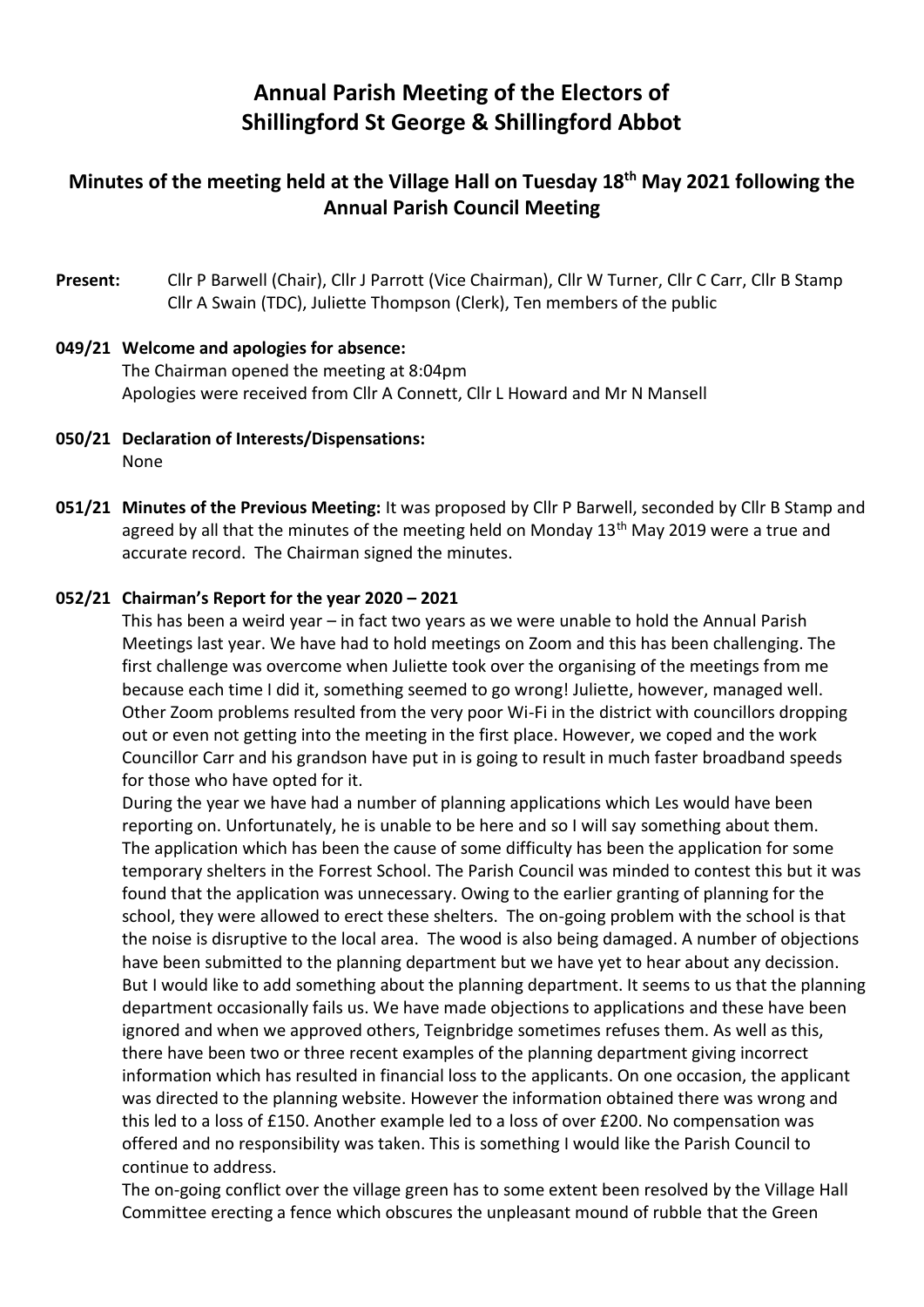# Annual Parish Meeting of the Electors of Shillingford St George & Shillingford Abbot

## Minutes of the meeting held at the Village Hall on Tuesday 18th May 2021 following the Annual Parish Council Meeting

**Present:** Cllr P Barwell (Chair), Cllr J Parrott (Vice Chairman), Cllr W Turner, Cllr C Carr, Cllr B Stamp Cllr A Swain (TDC), Juliette Thompson (Clerk), Ten members of the public

**049/21 Welcome and apologies for absence:**
The Chairman opened the meeting at 8:04pm
Apologies were received from Cllr A Connett, Cllr L Howard and Mr N Mansell

**050/21 Declaration of Interests/Dispensations:**
None

**051/21 Minutes of the Previous Meeting:** It was proposed by Cllr P Barwell, seconded by Cllr B Stamp and agreed by all that the minutes of the meeting held on Monday 13th May 2019 were a true and accurate record. The Chairman signed the minutes.

**052/21 Chairman's Report for the year 2020 – 2021**

This has been a weird year – in fact two years as we were unable to hold the Annual Parish Meetings last year. We have had to hold meetings on Zoom and this has been challenging. The first challenge was overcome when Juliette took over the organising of the meetings from me because each time I did it, something seemed to go wrong! Juliette, however, managed well. Other Zoom problems resulted from the very poor Wi-Fi in the district with councillors dropping out or even not getting into the meeting in the first place. However, we coped and the work Councillor Carr and his grandson have put in is going to result in much faster broadband speeds for those who have opted for it.

During the year we have had a number of planning applications which Les would have been reporting on. Unfortunately, he is unable to be here and so I will say something about them. The application which has been the cause of some difficulty has been the application for some temporary shelters in the Forrest School. The Parish Council was minded to contest this but it was found that the application was unnecessary. Owing to the earlier granting of planning for the school, they were allowed to erect these shelters. The on-going problem with the school is that the noise is disruptive to the local area. The wood is also being damaged. A number of objections have been submitted to the planning department but we have yet to hear about any decission. But I would like to add something about the planning department. It seems to us that the planning department occasionally fails us. We have made objections to applications and these have been ignored and when we approved others, Teignbridge sometimes refuses them. As well as this, there have been two or three recent examples of the planning department giving incorrect information which has resulted in financial loss to the applicants. On one occasion, the applicant was directed to the planning website. However the information obtained there was wrong and this led to a loss of £150. Another example led to a loss of over £200. No compensation was offered and no responsibility was taken. This is something I would like the Parish Council to continue to address.

The on-going conflict over the village green has to some extent been resolved by the Village Hall Committee erecting a fence which obscures the unpleasant mound of rubble that the Green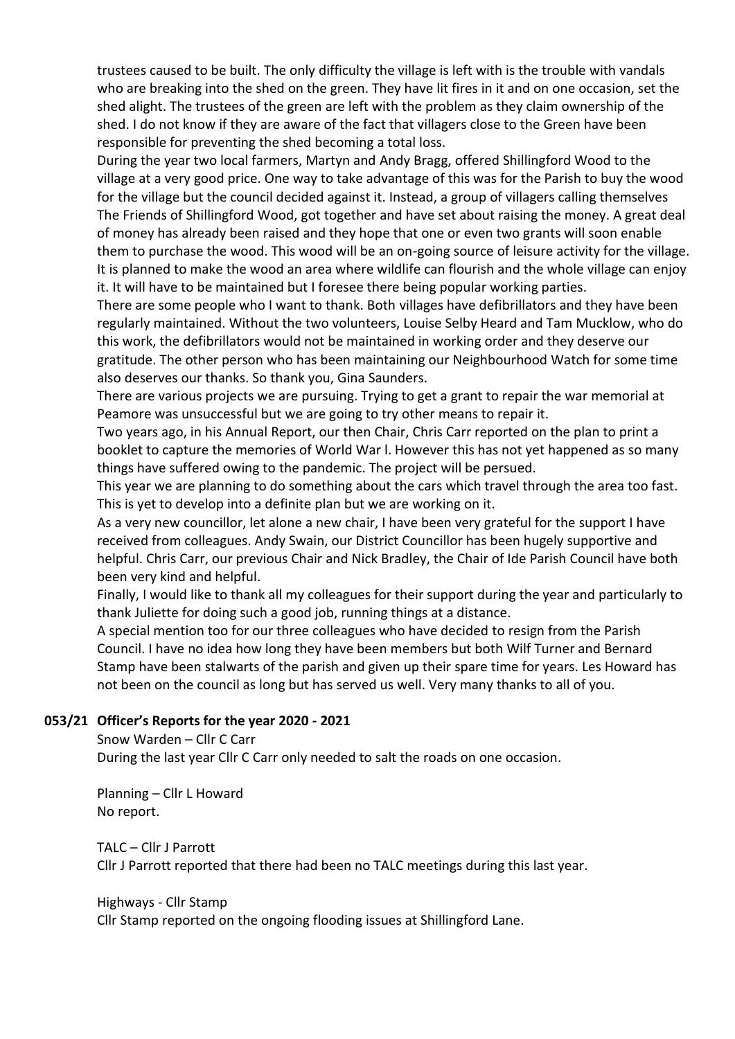trustees caused to be built. The only difficulty the village is left with is the trouble with vandals who are breaking into the shed on the green. They have lit fires in it and on one occasion, set the shed alight. The trustees of the green are left with the problem as they claim ownership of the shed. I do not know if they are aware of the fact that villagers close to the Green have been responsible for preventing the shed becoming a total loss.

During the year two local farmers, Martyn and Andy Bragg, offered Shillingford Wood to the village at a very good price. One way to take advantage of this was for the Parish to buy the wood for the village but the council decided against it. Instead, a group of villagers calling themselves The Friends of Shillingford Wood, got together and have set about raising the money. A great deal of money has already been raised and they hope that one or even two grants will soon enable them to purchase the wood. This wood will be an on-going source of leisure activity for the village. It is planned to make the wood an area where wildlife can flourish and the whole village can enjoy it. It will have to be maintained but I foresee there being popular working parties.

There are some people who I want to thank. Both villages have defibrillators and they have been regularly maintained. Without the two volunteers, Louise Selby Heard and Tam Mucklow, who do this work, the defibrillators would not be maintained in working order and they deserve our gratitude. The other person who has been maintaining our Neighbourhood Watch for some time also deserves our thanks. So thank you, Gina Saunders.

There are various projects we are pursuing. Trying to get a grant to repair the war memorial at Peamore was unsuccessful but we are going to try other means to repair it.

Two years ago, in his Annual Report, our then Chair, Chris Carr reported on the plan to print a booklet to capture the memories of World War l. However this has not yet happened as so many things have suffered owing to the pandemic. The project will be persued.

This year we are planning to do something about the cars which travel through the area too fast. This is yet to develop into a definite plan but we are working on it.

As a very new councillor, let alone a new chair, I have been very grateful for the support I have received from colleagues. Andy Swain, our District Councillor has been hugely supportive and helpful. Chris Carr, our previous Chair and Nick Bradley, the Chair of Ide Parish Council have both been very kind and helpful.

Finally, I would like to thank all my colleagues for their support during the year and particularly to thank Juliette for doing such a good job, running things at a distance.

A special mention too for our three colleagues who have decided to resign from the Parish Council. I have no idea how long they have been members but both Wilf Turner and Bernard Stamp have been stalwarts of the parish and given up their spare time for years. Les Howard has not been on the council as long but has served us well. Very many thanks to all of you.

**053/21 Officer's Reports for the year 2020 - 2021**

Snow Warden – Cllr C Carr
During the last year Cllr C Carr only needed to salt the roads on one occasion.

Planning – Cllr L Howard
No report.

TALC – Cllr J Parrott
Cllr J Parrott reported that there had been no TALC meetings during this last year.

Highways - Cllr Stamp
Cllr Stamp reported on the ongoing flooding issues at Shillingford Lane.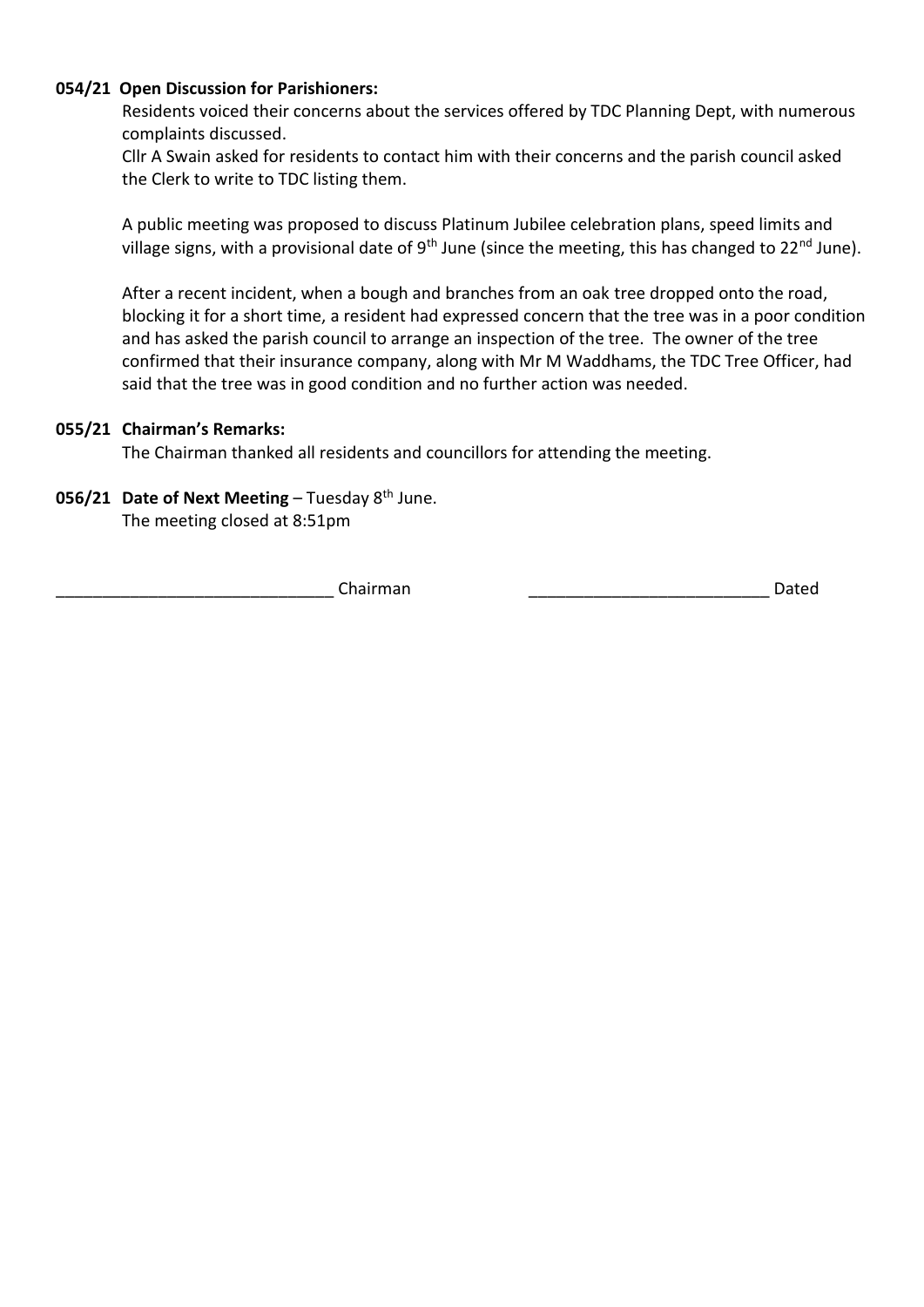**054/21 Open Discussion for Parishioners:**

Residents voiced their concerns about the services offered by TDC Planning Dept, with numerous complaints discussed.

Cllr A Swain asked for residents to contact him with their concerns and the parish council asked the Clerk to write to TDC listing them.

A public meeting was proposed to discuss Platinum Jubilee celebration plans, speed limits and village signs, with a provisional date of 9th June (since the meeting, this has changed to 22nd June).

After a recent incident, when a bough and branches from an oak tree dropped onto the road, blocking it for a short time, a resident had expressed concern that the tree was in a poor condition and has asked the parish council to arrange an inspection of the tree. The owner of the tree confirmed that their insurance company, along with Mr M Waddhams, the TDC Tree Officer, had said that the tree was in good condition and no further action was needed.

**055/21 Chairman's Remarks:**

The Chairman thanked all residents and councillors for attending the meeting.

**056/21 Date of Next Meeting** – Tuesday 8th June.

The meeting closed at 8:51pm

______________________________ Chairman ______________________________ Dated